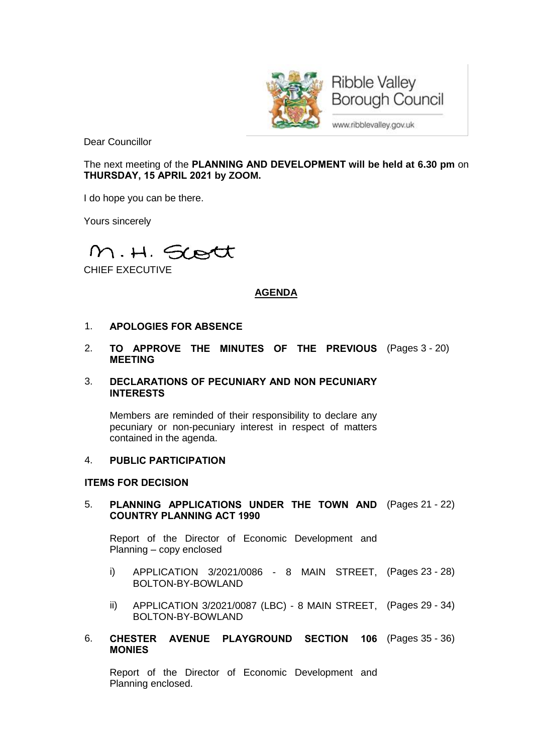Ribble Valley Borough Council

www.ribblevalley.gov.uk

Dear Councillor

The next meeting of the **PLANNING AND DEVELOPMENT will be held at 6.30 pm** on **THURSDAY, 15 APRIL 2021 by ZOOM.**

I do hope you can be there.

Yours sincerely

M. H. Scott

CHIEF EXECUTIVE

## AGENDA

1. **APOLOGIES FOR ABSENCE**

2. **TO APPROVE THE MINUTES OF THE PREVIOUS MEETING** (Pages 3 - 20)

3. **DECLARATIONS OF PECUNIARY AND NON PECUNIARY INTERESTS**

   Members are reminded of their responsibility to declare any pecuniary or non-pecuniary interest in respect of matters contained in the agenda.

4. **PUBLIC PARTICIPATION**

**ITEMS FOR DECISION**

5. **PLANNING APPLICATIONS UNDER THE TOWN AND COUNTRY PLANNING ACT 1990** (Pages 21 - 22)

   Report of the Director of Economic Development and Planning – copy enclosed

   i) APPLICATION 3/2021/0086 - 8 MAIN STREET, BOLTON-BY-BOWLAND (Pages 23 - 28)

   ii) APPLICATION 3/2021/0087 (LBC) - 8 MAIN STREET, BOLTON-BY-BOWLAND (Pages 29 - 34)

6. **CHESTER AVENUE PLAYGROUND SECTION 106 MONIES** (Pages 35 - 36)

   Report of the Director of Economic Development and Planning enclosed.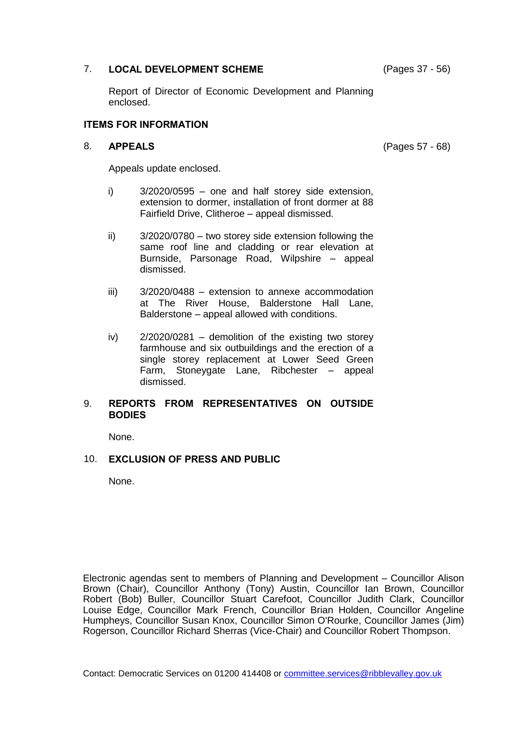7. **LOCAL DEVELOPMENT SCHEME** (Pages 37 - 56)

Report of Director of Economic Development and Planning enclosed.

**ITEMS FOR INFORMATION**

8. **APPEALS** (Pages 57 - 68)

Appeals update enclosed.

i) 3/2020/0595 – one and half storey side extension, extension to dormer, installation of front dormer at 88 Fairfield Drive, Clitheroe – appeal dismissed.

ii) 3/2020/0780 – two storey side extension following the same roof line and cladding or rear elevation at Burnside, Parsonage Road, Wilpshire – appeal dismissed.

iii) 3/2020/0488 – extension to annexe accommodation at The River House, Balderstone Hall Lane, Balderstone – appeal allowed with conditions.

iv) 2/2020/0281 – demolition of the existing two storey farmhouse and six outbuildings and the erection of a single storey replacement at Lower Seed Green Farm, Stoneygate Lane, Ribchester – appeal dismissed.

9. **REPORTS FROM REPRESENTATIVES ON OUTSIDE BODIES**

None.

10. **EXCLUSION OF PRESS AND PUBLIC**

None.

Electronic agendas sent to members of Planning and Development – Councillor Alison Brown (Chair), Councillor Anthony (Tony) Austin, Councillor Ian Brown, Councillor Robert (Bob) Buller, Councillor Stuart Carefoot, Councillor Judith Clark, Councillor Louise Edge, Councillor Mark French, Councillor Brian Holden, Councillor Angeline Humpheys, Councillor Susan Knox, Councillor Simon O'Rourke, Councillor James (Jim) Rogerson, Councillor Richard Sherras (Vice-Chair) and Councillor Robert Thompson.

Contact: Democratic Services on 01200 414408 or committee.services@ribblevalley.gov.uk